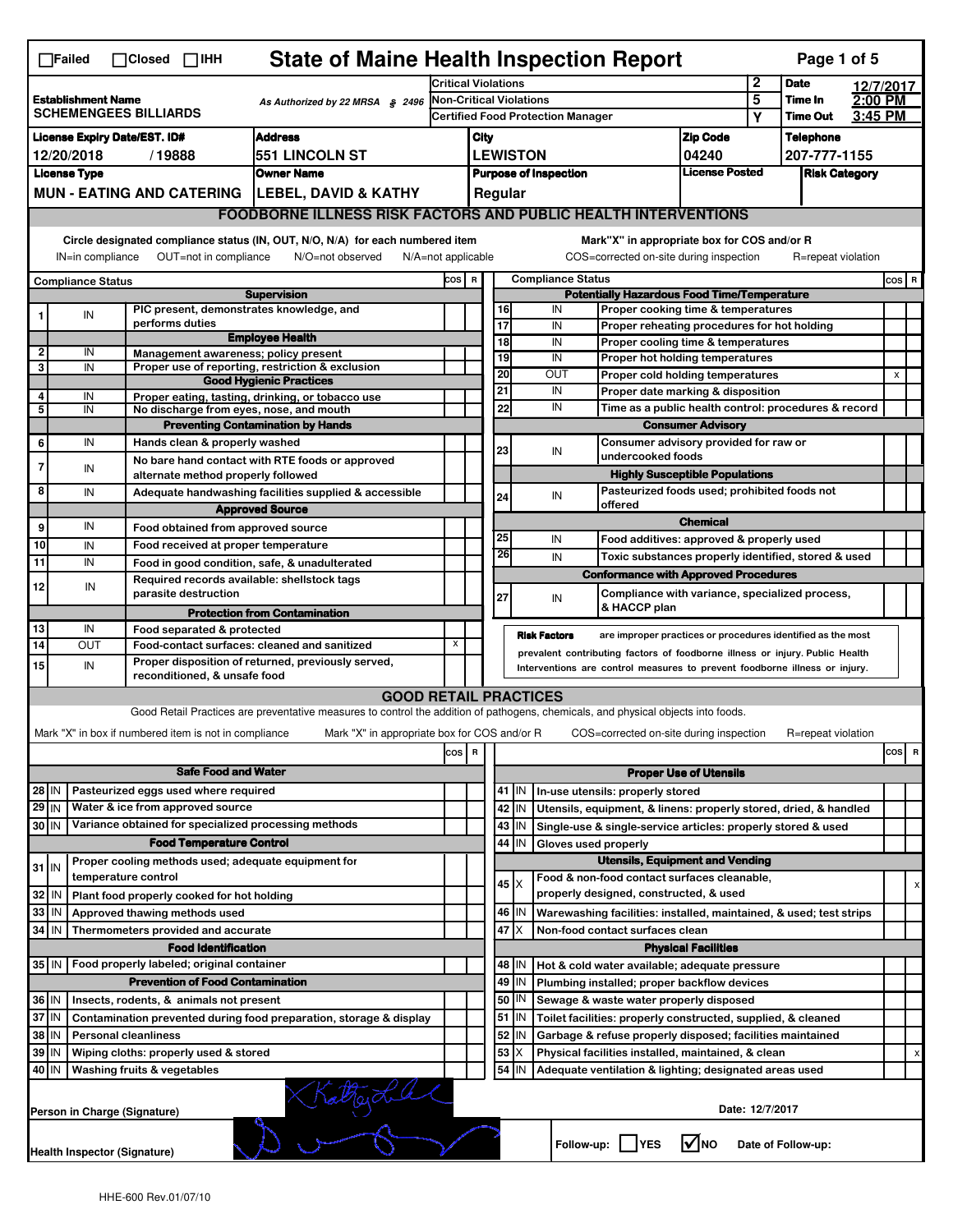☐Failed ☐Closed ☐IHH

# State of Maine Health Inspection Report

| | | | |
|---|---|---|---|
| **Establishment Name** SCHEMENGEES BILLIARDS | As Authorized by 22 MRSA § 2496 | Critical Violations | 2 |
| | | Non-Critical Violations | 5 |
| | | Certified Food Protection Manager | Y |

**Date** 12/7/2017 **Time In** 2:00 PM **Time Out** 3:45 PM

| License Expiry Date/EST. ID# | Address | City | Zip Code | Telephone |
|---|---|---|---|---|
| 12/20/2018 / 19888 | 551 LINCOLN ST | LEWISTON | 04240 | 207-777-1155 |
| **License Type** | **Owner Name** | **Purpose of Inspection** | **License Posted** | **Risk Category** |
| MUN - EATING AND CATERING | LEBEL, DAVID & KATHY | Regular | | |

## FOODBORNE ILLNESS RISK FACTORS AND PUBLIC HEALTH INTERVENTIONS

Circle designated compliance status (IN, OUT, N/O, N/A) for each numbered item
IN=in compliance OUT=not in compliance N/O=not observed N/A=not applicable

Mark"X" in appropriate box for COS and/or R
COS=corrected on-site during inspection R=repeat violation

| # | Compliance Status | | COS | R |
|---|---|---|---|---|
| | | **Supervision** | | |
| 1 | IN | PIC present, demonstrates knowledge, and performs duties | | |
| | | **Employee Health** | | |
| 2 | IN | Management awareness; policy present | | |
| 3 | IN | Proper use of reporting, restriction & exclusion | | |
| | | **Good Hygienic Practices** | | |
| 4 | IN | Proper eating, tasting, drinking, or tobacco use | | |
| 5 | IN | No discharge from eyes, nose, and mouth | | |
| | | **Preventing Contamination by Hands** | | |
| 6 | IN | Hands clean & properly washed | | |
| 7 | IN | No bare hand contact with RTE foods or approved alternate method properly followed | | |
| 8 | IN | Adequate handwashing facilities supplied & accessible | | |
| | | **Approved Source** | | |
| 9 | IN | Food obtained from approved source | | |
| 10 | IN | Food received at proper temperature | | |
| 11 | IN | Food in good condition, safe, & unadulterated | | |
| 12 | IN | Required records available: shellstock tags parasite destruction | | |
| | | **Protection from Contamination** | | |
| 13 | IN | Food separated & protected | | |
| 14 | OUT | Food-contact surfaces: cleaned and sanitized | X | |
| 15 | IN | Proper disposition of returned, previously served, reconditioned, & unsafe food | | |

| # | Compliance Status | | COS | R |
|---|---|---|---|---|
| | | **Potentially Hazardous Food Time/Temperature** | | |
| 16 | IN | Proper cooking time & temperatures | | |
| 17 | IN | Proper reheating procedures for hot holding | | |
| 18 | IN | Proper cooling time & temperatures | | |
| 19 | IN | Proper hot holding temperatures | | |
| 20 | OUT | Proper cold holding temperatures | | X |
| 21 | IN | Proper date marking & disposition | | |
| 22 | IN | Time as a public health control: procedures & record | | |
| | | **Consumer Advisory** | | |
| 23 | IN | Consumer advisory provided for raw or undercooked foods | | |
| | | **Highly Susceptible Populations** | | |
| 24 | IN | Pasteurized foods used; prohibited foods not offered | | |
| | | **Chemical** | | |
| 25 | IN | Food additives: approved & properly used | | |
| 26 | IN | Toxic substances properly identified, stored & used | | |
| | | **Conformance with Approved Procedures** | | |
| 27 | IN | Compliance with variance, specialized process, & HACCP plan | | |

**Risk Factors** are improper practices or procedures identified as the most prevalent contributing factors of foodborne illness or injury. Public Health Interventions are control measures to prevent foodborne illness or injury.

## GOOD RETAIL PRACTICES

Good Retail Practices are preventative measures to control the addition of pathogens, chemicals, and physical objects into foods.

Mark "X" in box if numbered item is not in compliance Mark "X" in appropriate box for COS and/or R COS=corrected on-site during inspection R=repeat violation

| # | | | COS | R |
|---|---|---|---|---|
| | | **Safe Food and Water** | | |
| 28 | IN | Pasteurized eggs used where required | | |
| 29 | IN | Water & ice from approved source | | |
| 30 | IN | Variance obtained for specialized processing methods | | |
| | | **Food Temperature Control** | | |
| 31 | IN | Proper cooling methods used; adequate equipment for temperature control | | |
| 32 | IN | Plant food properly cooked for hot holding | | |
| 33 | IN | Approved thawing methods used | | |
| 34 | IN | Thermometers provided and accurate | | |
| | | **Food Identification** | | |
| 35 | IN | Food properly labeled; original container | | |
| | | **Prevention of Food Contamination** | | |
| 36 | IN | Insects, rodents, & animals not present | | |
| 37 | IN | Contamination prevented during food preparation, storage & display | | |
| 38 | IN | Personal cleanliness | | |
| 39 | IN | Wiping cloths: properly used & stored | | |
| 40 | IN | Washing fruits & vegetables | | |

| # | | | COS | R |
|---|---|---|---|---|
| | | **Proper Use of Utensils** | | |
| 41 | IN | In-use utensils: properly stored | | |
| 42 | IN | Utensils, equipment, & linens: properly stored, dried, & handled | | |
| 43 | IN | Single-use & single-service articles: properly stored & used | | |
| 44 | IN | Gloves used properly | | |
| | | **Utensils, Equipment and Vending** | | |
| 45 | X | Food & non-food contact surfaces cleanable, properly designed, constructed, & used | | X |
| 46 | IN | Warewashing facilities: installed, maintained, & used; test strips | | |
| 47 | X | Non-food contact surfaces clean | | |
| | | **Physical Facilities** | | |
| 48 | IN | Hot & cold water available; adequate pressure | | |
| 49 | IN | Plumbing installed; proper backflow devices | | |
| 50 | IN | Sewage & waste water properly disposed | | |
| 51 | IN | Toilet facilities: properly constructed, supplied, & cleaned | | |
| 52 | IN | Garbage & refuse properly disposed; facilities maintained | | |
| 53 | X | Physical facilities installed, maintained, & clean | | X |
| 54 | IN | Adequate ventilation & lighting; designated areas used | | |

Person in Charge (Signature) Date: 12/7/2017

Health Inspector (Signature)

Follow-up: ☐ YES ☑ NO Date of Follow-up:

HHE-600 Rev.01/07/10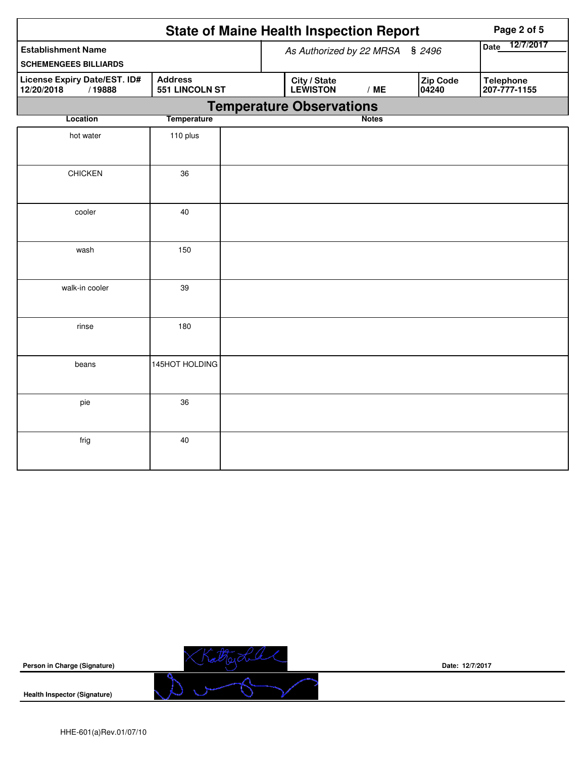# State of Maine Health Inspection Report

| Establishment Name | As Authorized by 22 MRSA § 2496 | | | Date 12/7/2017 |
|---|---|---|---|---|
| SCHEMENGEES BILLIARDS | | | | |
| **License Expiry Date/EST. ID#** | **Address** | **City / State** | **Zip Code** | **Telephone** |
| 12/20/2018 / 19888 | 551 LINCOLN ST | LEWISTON / ME | 04240 | 207-777-1155 |

## Temperature Observations

| Location | Temperature | Notes |
|---|---|---|
| hot water | 110 plus | |
| CHICKEN | 36 | |
| cooler | 40 | |
| wash | 150 | |
| walk-in cooler | 39 | |
| rinse | 180 | |
| beans | 145HOT HOLDING | |
| pie | 36 | |
| frig | 40 | |

**Person in Charge (Signature)** Date: 12/7/2017

**Health Inspector (Signature)**

HHE-601(a)Rev.01/07/10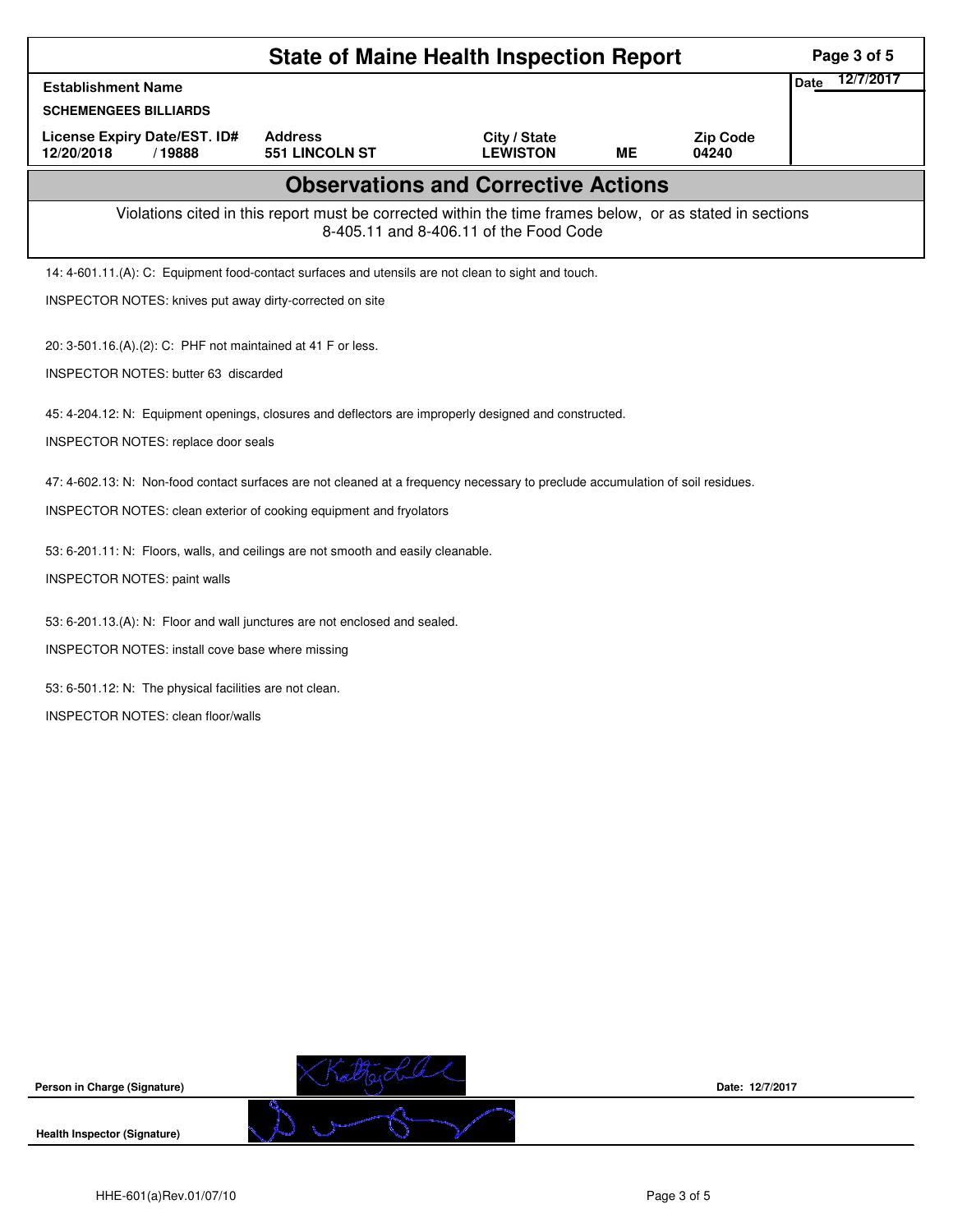# State of Maine Health Inspection Report

| Establishment Name | | | | | Date 12/7/2017 |
|---|---|---|---|---|---|
| SCHEMENGEES BILLIARDS | | | | | |
| License Expiry Date/EST. ID# | Address | City / State | | Zip Code | |
| 12/20/2018 / 19888 | 551 LINCOLN ST | LEWISTON | ME | 04240 | |

## Observations and Corrective Actions

Violations cited in this report must be corrected within the time frames below, or as stated in sections 8-405.11 and 8-406.11 of the Food Code

14: 4-601.11.(A): C: Equipment food-contact surfaces and utensils are not clean to sight and touch.

INSPECTOR NOTES: knives put away dirty-corrected on site

20: 3-501.16.(A).(2): C: PHF not maintained at 41 F or less.

INSPECTOR NOTES: butter 63 discarded

45: 4-204.12: N: Equipment openings, closures and deflectors are improperly designed and constructed.

INSPECTOR NOTES: replace door seals

47: 4-602.13: N: Non-food contact surfaces are not cleaned at a frequency necessary to preclude accumulation of soil residues.

INSPECTOR NOTES: clean exterior of cooking equipment and fryolators

53: 6-201.11: N: Floors, walls, and ceilings are not smooth and easily cleanable.

INSPECTOR NOTES: paint walls

53: 6-201.13.(A): N: Floor and wall junctures are not enclosed and sealed.

INSPECTOR NOTES: install cove base where missing

53: 6-501.12: N: The physical facilities are not clean.

INSPECTOR NOTES: clean floor/walls

Person in Charge (Signature) Date: 12/7/2017

Health Inspector (Signature)

HHE-601(a)Rev.01/07/10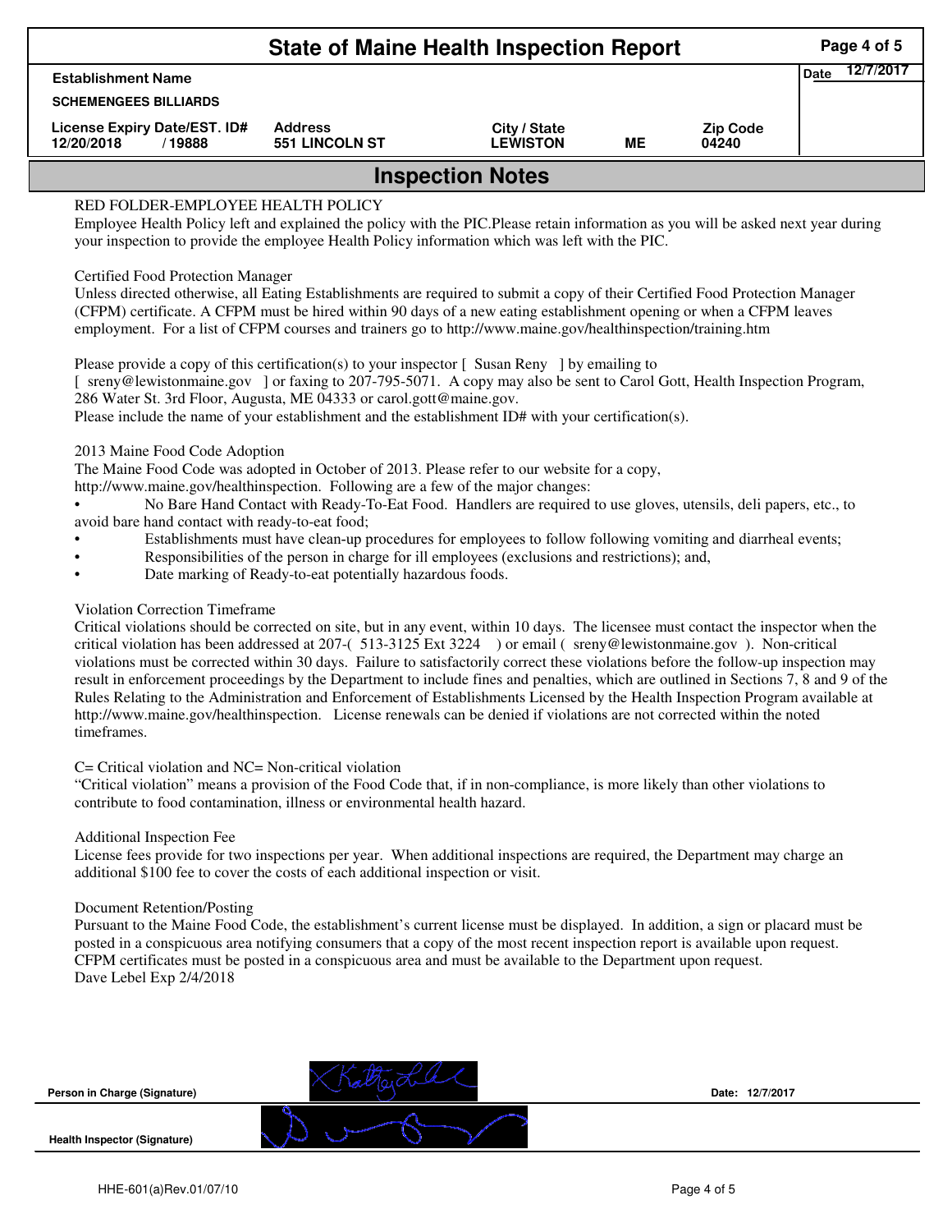# State of Maine Health Inspection Report

| Establishment Name | | | | | Date 12/7/2017 |
|---|---|---|---|---|---|
| SCHEMENGEES BILLIARDS | | | | | |
| License Expiry Date/EST. ID# | Address | City / State | | Zip Code | |
| 12/20/2018 / 19888 | 551 LINCOLN ST | LEWISTON | ME | 04240 | |

## Inspection Notes

RED FOLDER-EMPLOYEE HEALTH POLICY
Employee Health Policy left and explained the policy with the PIC.Please retain information as you will be asked next year during your inspection to provide the employee Health Policy information which was left with the PIC.

Certified Food Protection Manager
Unless directed otherwise, all Eating Establishments are required to submit a copy of their Certified Food Protection Manager (CFPM) certificate. A CFPM must be hired within 90 days of a new eating establishment opening or when a CFPM leaves employment. For a list of CFPM courses and trainers go to http://www.maine.gov/healthinspection/training.htm

Please provide a copy of this certification(s) to your inspector [ Susan Reny ] by emailing to
[ sreny@lewistonmaine.gov ] or faxing to 207-795-5071. A copy may also be sent to Carol Gott, Health Inspection Program, 286 Water St. 3rd Floor, Augusta, ME 04333 or carol.gott@maine.gov.
Please include the name of your establishment and the establishment ID# with your certification(s).

2013 Maine Food Code Adoption
The Maine Food Code was adopted in October of 2013. Please refer to our website for a copy, http://www.maine.gov/healthinspection. Following are a few of the major changes:

- No Bare Hand Contact with Ready-To-Eat Food. Handlers are required to use gloves, utensils, deli papers, etc., to avoid bare hand contact with ready-to-eat food;
- Establishments must have clean-up procedures for employees to follow following vomiting and diarrheal events;
- Responsibilities of the person in charge for ill employees (exclusions and restrictions); and,
- Date marking of Ready-to-eat potentially hazardous foods.

Violation Correction Timeframe
Critical violations should be corrected on site, but in any event, within 10 days. The licensee must contact the inspector when the critical violation has been addressed at 207-( 513-3125 Ext 3224 ) or email ( sreny@lewistonmaine.gov ). Non-critical violations must be corrected within 30 days. Failure to satisfactorily correct these violations before the follow-up inspection may result in enforcement proceedings by the Department to include fines and penalties, which are outlined in Sections 7, 8 and 9 of the Rules Relating to the Administration and Enforcement of Establishments Licensed by the Health Inspection Program available at http://www.maine.gov/healthinspection. License renewals can be denied if violations are not corrected within the noted timeframes.

C= Critical violation and NC= Non-critical violation
"Critical violation" means a provision of the Food Code that, if in non-compliance, is more likely than other violations to contribute to food contamination, illness or environmental health hazard.

Additional Inspection Fee
License fees provide for two inspections per year. When additional inspections are required, the Department may charge an additional $100 fee to cover the costs of each additional inspection or visit.

Document Retention/Posting
Pursuant to the Maine Food Code, the establishment's current license must be displayed. In addition, a sign or placard must be posted in a conspicuous area notifying consumers that a copy of the most recent inspection report is available upon request. CFPM certificates must be posted in a conspicuous area and must be available to the Department upon request.
Dave Lebel Exp 2/4/2018

Person in Charge (Signature) Date: 12/7/2017

Health Inspector (Signature)

HHE-601(a)Rev.01/07/10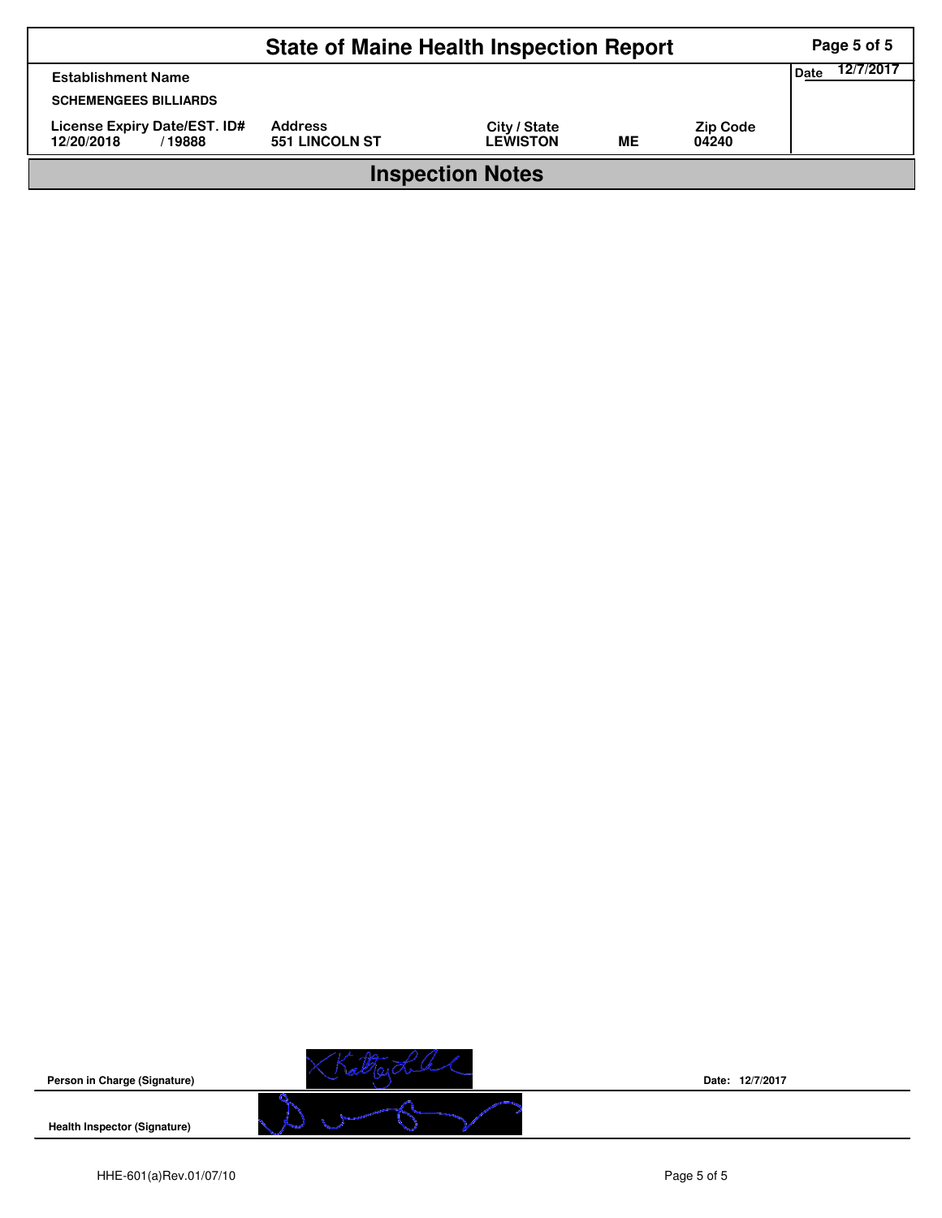# State of Maine Health Inspection Report

| | | | | | |
|---|---|---|---|---|---|
| **Establishment Name** | | | | | **Date** 12/7/2017 |
| **SCHEMENGEES BILLIARDS** | | | | | |
| **License Expiry Date/EST. ID#** 12/20/2018 / 19888 | **Address** 551 LINCOLN ST | **City / State** LEWISTON | ME | **Zip Code** 04240 | |

## Inspection Notes

**Person in Charge (Signature)**

**Date:** 12/7/2017

**Health Inspector (Signature)**

HHE-601(a)Rev.01/07/10